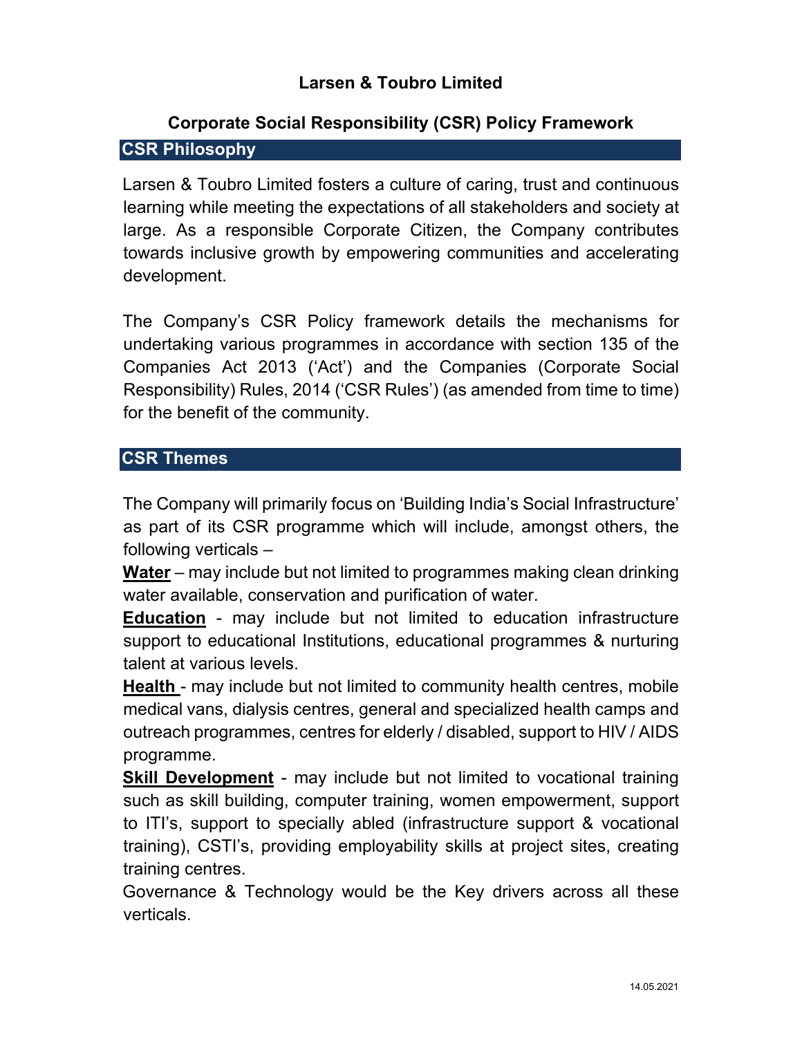# Larsen & Toubro Limited

## Corporate Social Responsibility (CSR) Policy Framework

### CSR Philosophy

Larsen & Toubro Limited fosters a culture of caring, trust and continuous learning while meeting the expectations of all stakeholders and society at large. As a responsible Corporate Citizen, the Company contributes towards inclusive growth by empowering communities and accelerating development.

The Company's CSR Policy framework details the mechanisms for undertaking various programmes in accordance with section 135 of the Companies Act 2013 ('Act') and the Companies (Corporate Social Responsibility) Rules, 2014 ('CSR Rules') (as amended from time to time) for the benefit of the community.

### CSR Themes

The Company will primarily focus on 'Building India's Social Infrastructure' as part of its CSR programme which will include, amongst others, the following verticals –

**Water** – may include but not limited to programmes making clean drinking water available, conservation and purification of water.

**Education** - may include but not limited to education infrastructure support to educational Institutions, educational programmes & nurturing talent at various levels.

**Health** - may include but not limited to community health centres, mobile medical vans, dialysis centres, general and specialized health camps and outreach programmes, centres for elderly / disabled, support to HIV / AIDS programme.

**Skill Development** - may include but not limited to vocational training such as skill building, computer training, women empowerment, support to ITI's, support to specially abled (infrastructure support & vocational training), CSTI's, providing employability skills at project sites, creating training centres.

Governance & Technology would be the Key drivers across all these verticals.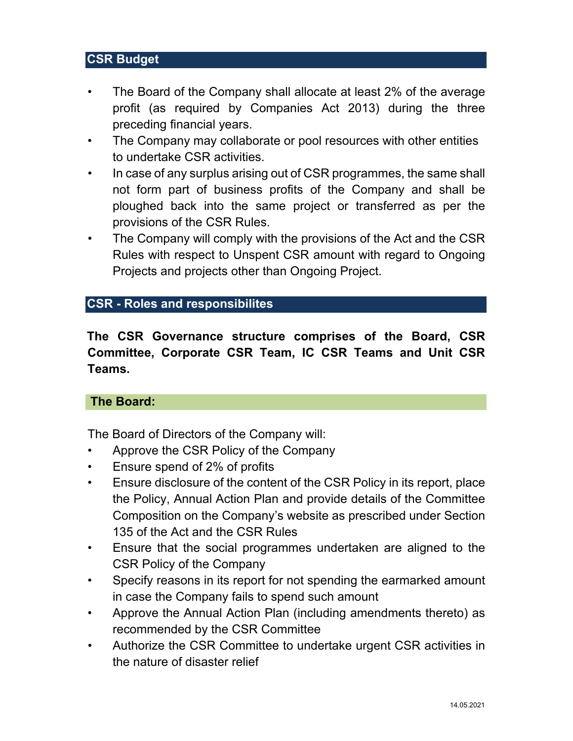## CSR Budget

- The Board of the Company shall allocate at least 2% of the average profit (as required by Companies Act 2013) during the three preceding financial years.
- The Company may collaborate or pool resources with other entities to undertake CSR activities.
- In case of any surplus arising out of CSR programmes, the same shall not form part of business profits of the Company and shall be ploughed back into the same project or transferred as per the provisions of the CSR Rules.
- The Company will comply with the provisions of the Act and the CSR Rules with respect to Unspent CSR amount with regard to Ongoing Projects and projects other than Ongoing Project.

## CSR - Roles and responsibilites

**The CSR Governance structure comprises of the Board, CSR Committee, Corporate CSR Team, IC CSR Teams and Unit CSR Teams.**

### The Board:

The Board of Directors of the Company will:

- Approve the CSR Policy of the Company
- Ensure spend of 2% of profits
- Ensure disclosure of the content of the CSR Policy in its report, place the Policy, Annual Action Plan and provide details of the Committee Composition on the Company's website as prescribed under Section 135 of the Act and the CSR Rules
- Ensure that the social programmes undertaken are aligned to the CSR Policy of the Company
- Specify reasons in its report for not spending the earmarked amount in case the Company fails to spend such amount
- Approve the Annual Action Plan (including amendments thereto) as recommended by the CSR Committee
- Authorize the CSR Committee to undertake urgent CSR activities in the nature of disaster relief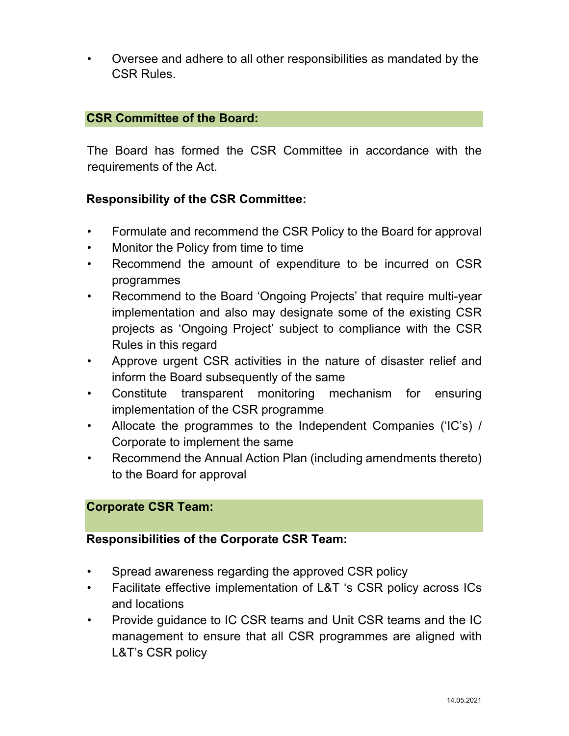- Oversee and adhere to all other responsibilities as mandated by the CSR Rules.

## CSR Committee of the Board:

The Board has formed the CSR Committee in accordance with the requirements of the Act.

### Responsibility of the CSR Committee:

- Formulate and recommend the CSR Policy to the Board for approval
- Monitor the Policy from time to time
- Recommend the amount of expenditure to be incurred on CSR programmes
- Recommend to the Board 'Ongoing Projects' that require multi-year implementation and also may designate some of the existing CSR projects as 'Ongoing Project' subject to compliance with the CSR Rules in this regard
- Approve urgent CSR activities in the nature of disaster relief and inform the Board subsequently of the same
- Constitute transparent monitoring mechanism for ensuring implementation of the CSR programme
- Allocate the programmes to the Independent Companies ('IC's) / Corporate to implement the same
- Recommend the Annual Action Plan (including amendments thereto) to the Board for approval

## Corporate CSR Team:

### Responsibilities of the Corporate CSR Team:

- Spread awareness regarding the approved CSR policy
- Facilitate effective implementation of L&T 's CSR policy across ICs and locations
- Provide guidance to IC CSR teams and Unit CSR teams and the IC management to ensure that all CSR programmes are aligned with L&T's CSR policy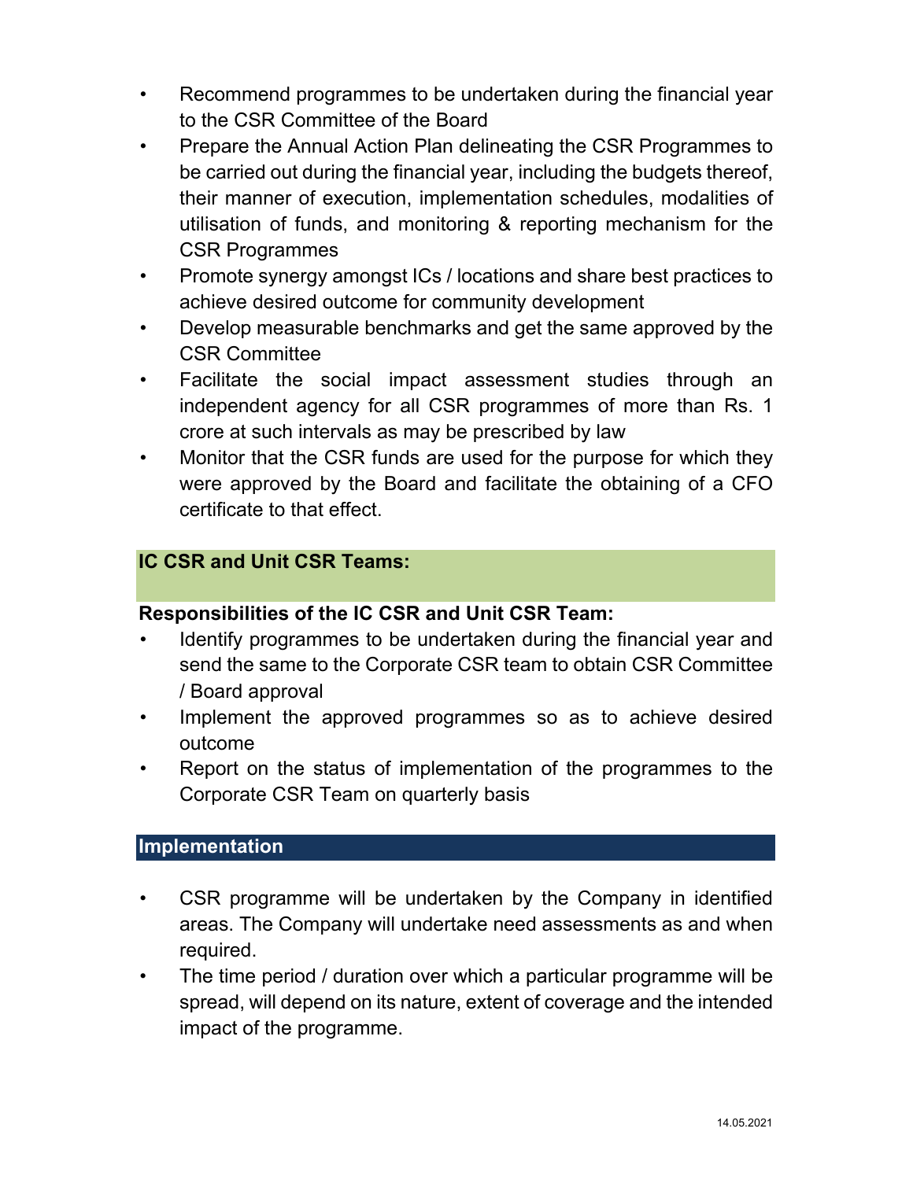- Recommend programmes to be undertaken during the financial year to the CSR Committee of the Board
- Prepare the Annual Action Plan delineating the CSR Programmes to be carried out during the financial year, including the budgets thereof, their manner of execution, implementation schedules, modalities of utilisation of funds, and monitoring & reporting mechanism for the CSR Programmes
- Promote synergy amongst ICs / locations and share best practices to achieve desired outcome for community development
- Develop measurable benchmarks and get the same approved by the CSR Committee
- Facilitate the social impact assessment studies through an independent agency for all CSR programmes of more than Rs. 1 crore at such intervals as may be prescribed by law
- Monitor that the CSR funds are used for the purpose for which they were approved by the Board and facilitate the obtaining of a CFO certificate to that effect.

### IC CSR and Unit CSR Teams:

**Responsibilities of the IC CSR and Unit CSR Team:**

- Identify programmes to be undertaken during the financial year and send the same to the Corporate CSR team to obtain CSR Committee / Board approval
- Implement the approved programmes so as to achieve desired outcome
- Report on the status of implementation of the programmes to the Corporate CSR Team on quarterly basis

## Implementation

- CSR programme will be undertaken by the Company in identified areas. The Company will undertake need assessments as and when required.
- The time period / duration over which a particular programme will be spread, will depend on its nature, extent of coverage and the intended impact of the programme.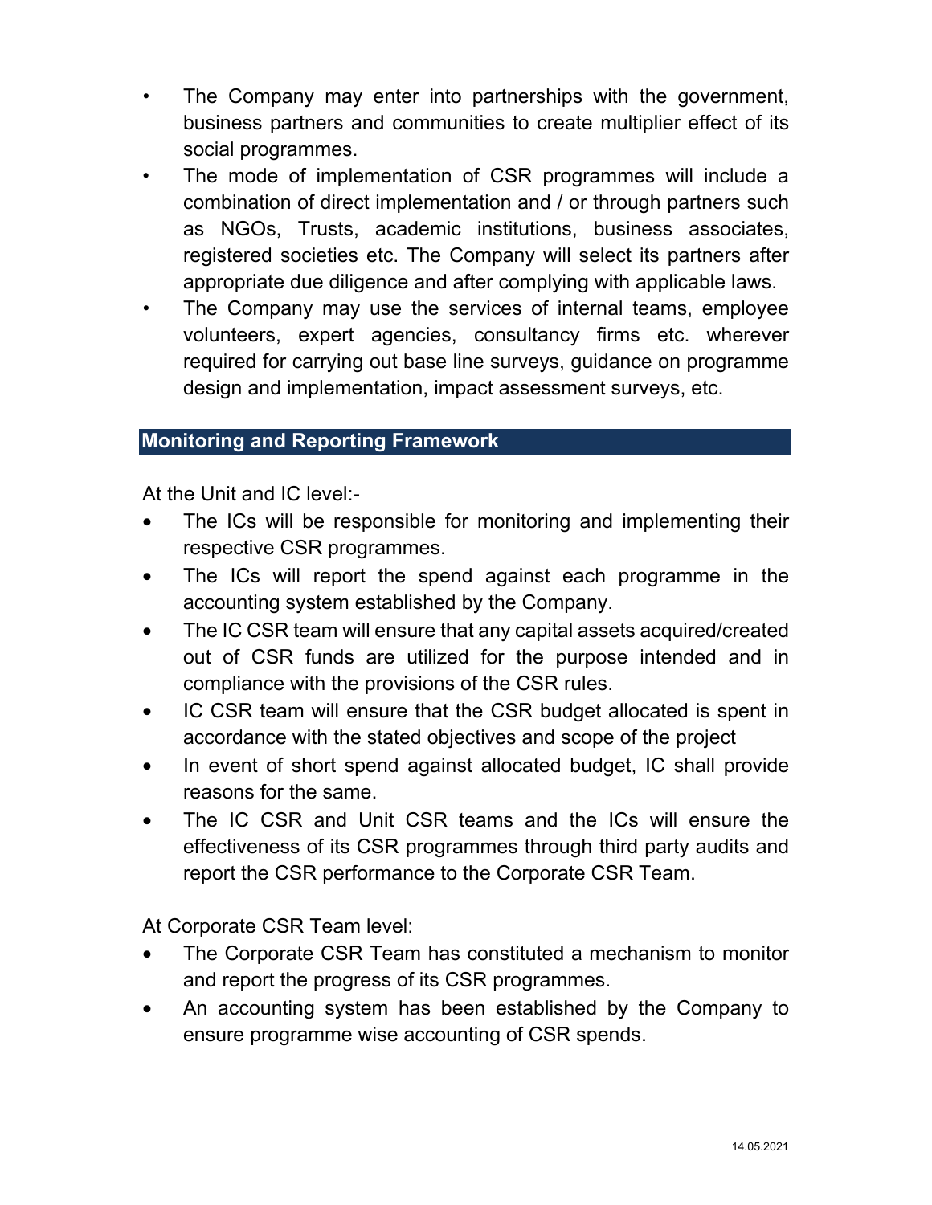- The Company may enter into partnerships with the government, business partners and communities to create multiplier effect of its social programmes.
- The mode of implementation of CSR programmes will include a combination of direct implementation and / or through partners such as NGOs, Trusts, academic institutions, business associates, registered societies etc. The Company will select its partners after appropriate due diligence and after complying with applicable laws.
- The Company may use the services of internal teams, employee volunteers, expert agencies, consultancy firms etc. wherever required for carrying out base line surveys, guidance on programme design and implementation, impact assessment surveys, etc.

## Monitoring and Reporting Framework

At the Unit and IC level:-

- The ICs will be responsible for monitoring and implementing their respective CSR programmes.
- The ICs will report the spend against each programme in the accounting system established by the Company.
- The IC CSR team will ensure that any capital assets acquired/created out of CSR funds are utilized for the purpose intended and in compliance with the provisions of the CSR rules.
- IC CSR team will ensure that the CSR budget allocated is spent in accordance with the stated objectives and scope of the project
- In event of short spend against allocated budget, IC shall provide reasons for the same.
- The IC CSR and Unit CSR teams and the ICs will ensure the effectiveness of its CSR programmes through third party audits and report the CSR performance to the Corporate CSR Team.

At Corporate CSR Team level:

- The Corporate CSR Team has constituted a mechanism to monitor and report the progress of its CSR programmes.
- An accounting system has been established by the Company to ensure programme wise accounting of CSR spends.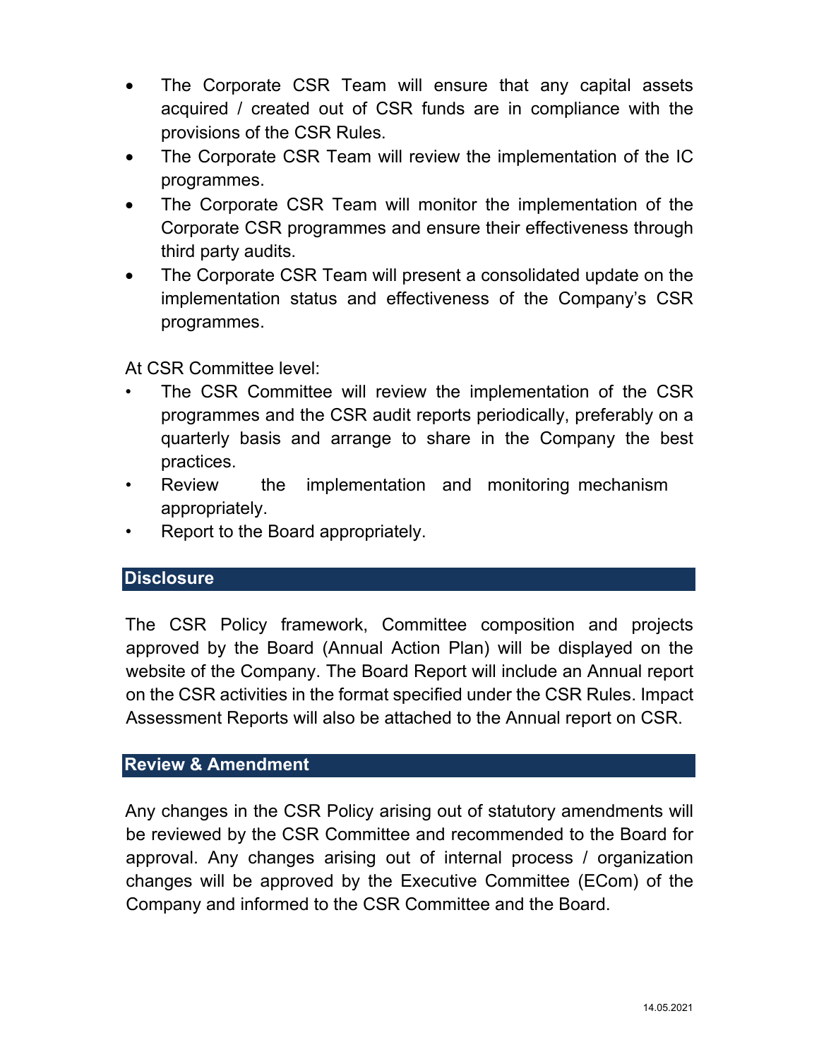- The Corporate CSR Team will ensure that any capital assets acquired / created out of CSR funds are in compliance with the provisions of the CSR Rules.
- The Corporate CSR Team will review the implementation of the IC programmes.
- The Corporate CSR Team will monitor the implementation of the Corporate CSR programmes and ensure their effectiveness through third party audits.
- The Corporate CSR Team will present a consolidated update on the implementation status and effectiveness of the Company's CSR programmes.

At CSR Committee level:

- The CSR Committee will review the implementation of the CSR programmes and the CSR audit reports periodically, preferably on a quarterly basis and arrange to share in the Company the best practices.
- Review the implementation and monitoring mechanism appropriately.
- Report to the Board appropriately.

## Disclosure

The CSR Policy framework, Committee composition and projects approved by the Board (Annual Action Plan) will be displayed on the website of the Company. The Board Report will include an Annual report on the CSR activities in the format specified under the CSR Rules. Impact Assessment Reports will also be attached to the Annual report on CSR.

## Review & Amendment

Any changes in the CSR Policy arising out of statutory amendments will be reviewed by the CSR Committee and recommended to the Board for approval. Any changes arising out of internal process / organization changes will be approved by the Executive Committee (ECom) of the Company and informed to the CSR Committee and the Board.

14.05.2021